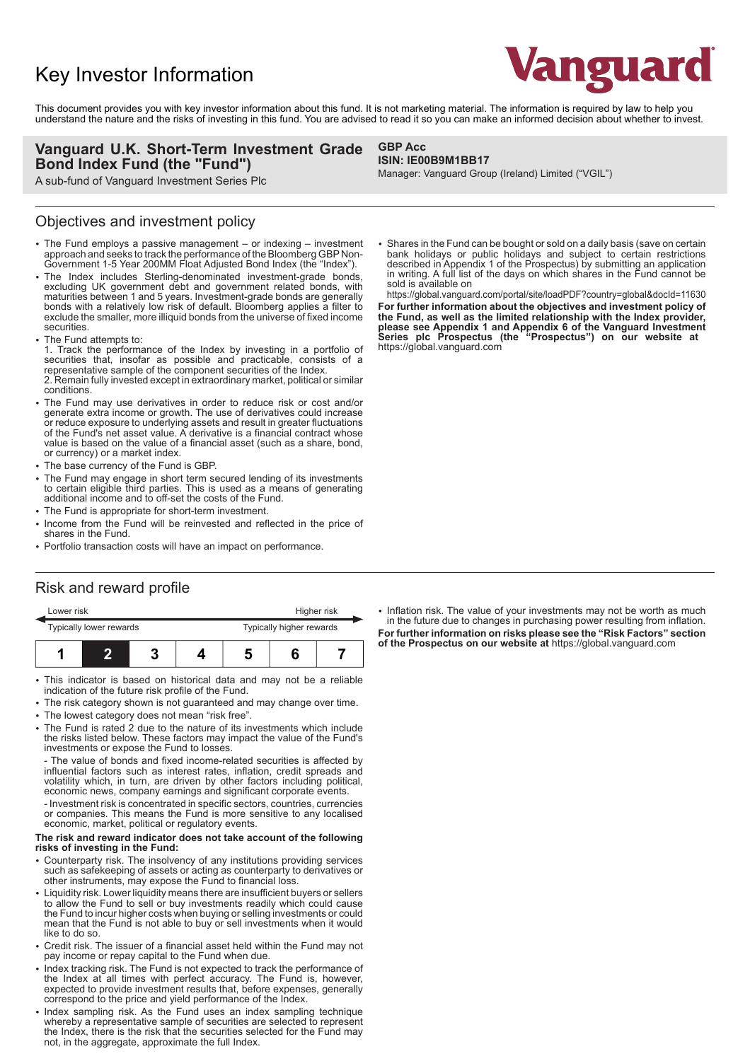# Key Investor Information

Vanguard

This document provides you with key investor information about this fund. It is not marketing material. The information is required by law to help you understand the nature and the risks of investing in this fund. You are advised to read it so you can make an informed decision about whether to invest.

**Vanguard U.K. Short-Term Investment Grade Bond Index Fund (the "Fund")**

A sub-fund of Vanguard Investment Series Plc

**GBP Acc**
**ISIN: IE00B9M1BB17**
Manager: Vanguard Group (Ireland) Limited ("VGIL")

## Objectives and investment policy

- The Fund employs a passive management – or indexing – investment approach and seeks to track the performance of the Bloomberg GBP Non-Government 1-5 Year 200MM Float Adjusted Bond Index (the "Index").
- The Index includes Sterling-denominated investment-grade bonds, excluding UK government debt and government related bonds, with maturities between 1 and 5 years. Investment-grade bonds are generally bonds with a relatively low risk of default. Bloomberg applies a filter to exclude the smaller, more illiquid bonds from the universe of fixed income securities.
- The Fund attempts to:
  1. Track the performance of the Index by investing in a portfolio of securities that, insofar as possible and practicable, consists of a representative sample of the component securities of the Index.
  2. Remain fully invested except in extraordinary market, political or similar conditions.
- The Fund may use derivatives in order to reduce risk or cost and/or generate extra income or growth. The use of derivatives could increase or reduce exposure to underlying assets and result in greater fluctuations of the Fund's net asset value. A derivative is a financial contract whose value is based on the value of a financial asset (such as a share, bond, or currency) or a market index.
- The base currency of the Fund is GBP.
- The Fund may engage in short term secured lending of its investments to certain eligible third parties. This is used as a means of generating additional income and to off-set the costs of the Fund.
- The Fund is appropriate for short-term investment.
- Income from the Fund will be reinvested and reflected in the price of shares in the Fund.
- Portfolio transaction costs will have an impact on performance.
- Shares in the Fund can be bought or sold on a daily basis (save on certain bank holidays or public holidays and subject to certain restrictions described in Appendix 1 of the Prospectus) by submitting an application in writing. A full list of the days on which shares in the Fund cannot be sold is available on https://global.vanguard.com/portal/site/loadPDF?country=global&docId=11630

**For further information about the objectives and investment policy of the Fund, as well as the limited relationship with the Index provider, please see Appendix 1 and Appendix 6 of the Vanguard Investment Series plc Prospectus (the "Prospectus") on our website at** https://global.vanguard.com

## Risk and reward profile

| Lower risk | | | | | | Higher risk |
|---|---|---|---|---|---|---|
| Typically lower rewards | | | | | | Typically higher rewards |
| 1 | **2** | 3 | 4 | 5 | 6 | 7 |

- This indicator is based on historical data and may not be a reliable indication of the future risk profile of the Fund.
- The risk category shown is not guaranteed and may change over time.
- The lowest category does not mean "risk free".
- The Fund is rated 2 due to the nature of its investments which include the risks listed below. These factors may impact the value of the Fund's investments or expose the Fund to losses.

  - The value of bonds and fixed income-related securities is affected by influential factors such as interest rates, inflation, credit spreads and volatility which, in turn, are driven by other factors including political, economic news, company earnings and significant corporate events.

  - Investment risk is concentrated in specific sectors, countries, currencies or companies. This means the Fund is more sensitive to any localised economic, market, political or regulatory events.

**The risk and reward indicator does not take account of the following risks of investing in the Fund:**

- Counterparty risk. The insolvency of any institutions providing services such as safekeeping of assets or acting as counterparty to derivatives or other instruments, may expose the Fund to financial loss.
- Liquidity risk. Lower liquidity means there are insufficient buyers or sellers to allow the Fund to sell or buy investments readily which could cause the Fund to incur higher costs when buying or selling investments or could mean that the Fund is not able to buy or sell investments when it would like to do so.
- Credit risk. The issuer of a financial asset held within the Fund may not pay income or repay capital to the Fund when due.
- Index tracking risk. The Fund is not expected to track the performance of the Index at all times with perfect accuracy. The Fund is, however, expected to provide investment results that, before expenses, generally correspond to the price and yield performance of the Index.
- Index sampling risk. As the Fund uses an index sampling technique whereby a representative sample of securities are selected to represent the Index, there is the risk that the securities selected for the Fund may not, in the aggregate, approximate the full Index.
- Inflation risk. The value of your investments may not be worth as much in the future due to changes in purchasing power resulting from inflation.

**For further information on risks please see the "Risk Factors" section of the Prospectus on our website at** https://global.vanguard.com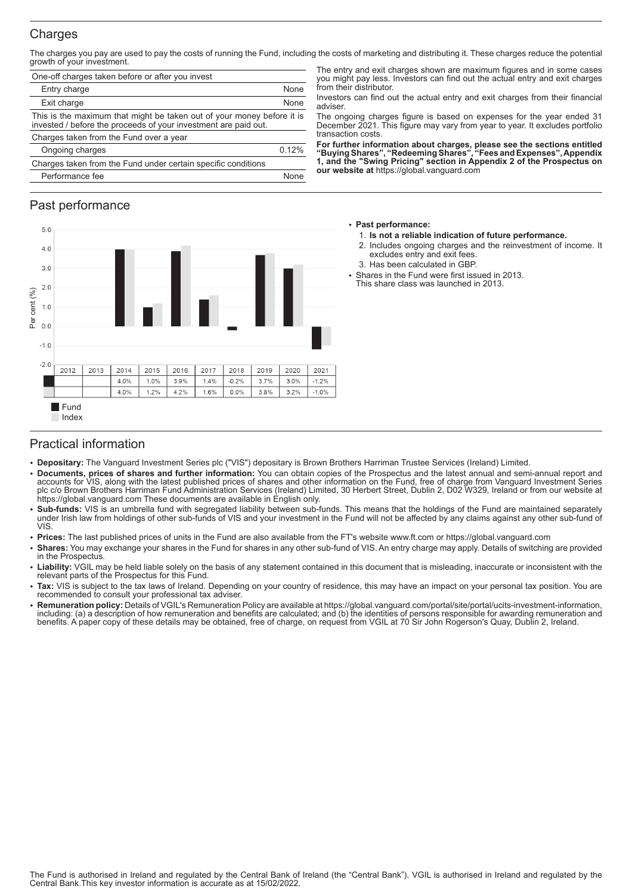## Charges

The charges you pay are used to pay the costs of running the Fund, including the costs of marketing and distributing it. These charges reduce the potential growth of your investment.

| One-off charges taken before or after you invest | |
|---|---|
| Entry charge | None |
| Exit charge | None |
| This is the maximum that might be taken out of your money before it is invested / before the proceeds of your investment are paid out. | |
| Charges taken from the Fund over a year | |
| Ongoing charges | 0.12% |
| Charges taken from the Fund under certain specific conditions | |
| Performance fee | None |

The entry and exit charges shown are maximum figures and in some cases you might pay less. Investors can find out the actual entry and exit charges from their distributor.

Investors can find out the actual entry and exit charges from their financial adviser.

The ongoing charges figure is based on expenses for the year ended 31 December 2021. This figure may vary from year to year. It excludes portfolio transaction costs.

**For further information about charges, please see the sections entitled "Buying Shares", "Redeeming Shares", "Fees and Expenses", Appendix 1, and the "Swing Pricing" section in Appendix 2 of the Prospectus on our website at** https://global.vanguard.com

## Past performance

5.0
4.0
3.0
2.0
1.0
0.0
-1.0
-2.0
Per cent (%)

| | 2012 | 2013 | 2014 | 2015 | 2016 | 2017 | 2018 | 2019 | 2020 | 2021 |
|---|---|---|---|---|---|---|---|---|---|---|
| Fund | | | 4.0% | 1.0% | 3.9% | 1.4% | -0.2% | 3.7% | 3.0% | -1.2% |
| Index | | | 4.0% | 1.2% | 4.2% | 1.6% | 0.0% | 3.8% | 3.2% | -1.0% |

Fund
Index

- **Past performance:**
  1. **Is not a reliable indication of future performance.**
  2. Includes ongoing charges and the reinvestment of income. It excludes entry and exit fees.
  3. Has been calculated in GBP.
- Shares in the Fund were first issued in 2013. This share class was launched in 2013.

## Practical information

- **Depositary:** The Vanguard Investment Series plc ("VIS") depositary is Brown Brothers Harriman Trustee Services (Ireland) Limited.
- **Documents, prices of shares and further information:** You can obtain copies of the Prospectus and the latest annual and semi-annual report and accounts for VIS, along with the latest published prices of shares and other information on the Fund, free of charge from Vanguard Investment Series plc c/o Brown Brothers Harriman Fund Administration Services (Ireland) Limited, 30 Herbert Street, Dublin 2, D02 W329, Ireland or from our website at https://global.vanguard.com These documents are available in English only.
- **Sub-funds:** VIS is an umbrella fund with segregated liability between sub-funds. This means that the holdings of the Fund are maintained separately under Irish law from holdings of other sub-funds of VIS and your investment in the Fund will not be affected by any claims against any other sub-fund of VIS.
- **Prices:** The last published prices of units in the Fund are also available from the FT's website www.ft.com or https://global.vanguard.com
- **Shares:** You may exchange your shares in the Fund for shares in any other sub-fund of VIS. An entry charge may apply. Details of switching are provided in the Prospectus.
- **Liability:** VGIL may be held liable solely on the basis of any statement contained in this document that is misleading, inaccurate or inconsistent with the relevant parts of the Prospectus for this Fund.
- **Tax:** VIS is subject to the tax laws of Ireland. Depending on your country of residence, this may have an impact on your personal tax position. You are recommended to consult your professional tax adviser.
- **Remuneration policy:** Details of VGIL's Remuneration Policy are available at https://global.vanguard.com/portal/site/portal/ucits-investment-information, including: (a) a description of how remuneration and benefits are calculated; and (b) the identities of persons responsible for awarding remuneration and benefits. A paper copy of these details may be obtained, free of charge, on request from VGIL at 70 Sir John Rogerson's Quay, Dublin 2, Ireland.

The Fund is authorised in Ireland and regulated by the Central Bank of Ireland (the "Central Bank"). VGIL is authorised in Ireland and regulated by the Central Bank.This key investor information is accurate as at 15/02/2022.